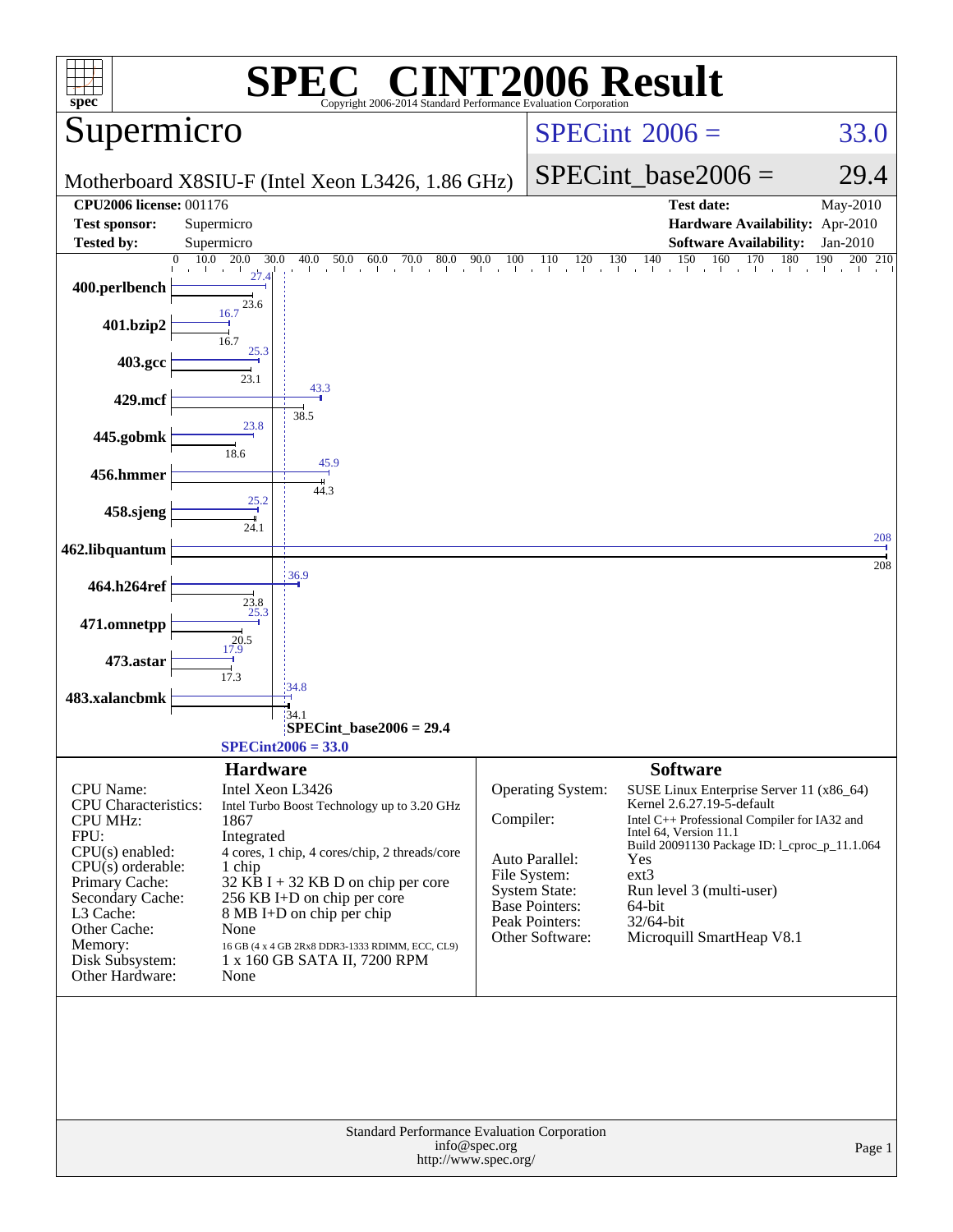# SPEC CINT2006 Result

Copyright 2006-2014 Standard Performance Evaluation Corporation

## Supermicro

Motherboard X8SIU-F (Intel Xeon L3426, 1.86 GHz)

SPECint 2006 = 33.0

SPECint_base2006 = 29.4

| | | | |
|---|---|---|---|
| **CPU2006 license:** | 001176 | **Test date:** | May-2010 |
| **Test sponsor:** | Supermicro | **Hardware Availability:** | Apr-2010 |
| **Tested by:** | Supermicro | **Software Availability:** | Jan-2010 |

| Benchmark | Peak | Base |
|---|---|---|
| 400.perlbench | 27.4 | 23.6 |
| 401.bzip2 | 16.7 | 16.7 |
| 403.gcc | 25.3 | 23.1 |
| 429.mcf | 43.3 | 38.5 |
| 445.gobmk | 23.8 | 18.6 |
| 456.hmmer | 45.9 | 44.3 |
| 458.sjeng | 25.2 | 24.1 |
| 462.libquantum | 208 | 208 |
| 464.h264ref | 36.9 | 23.8 |
| 471.omnetpp | 25.3 | 20.5 |
| 473.astar | 17.9 | 17.3 |
| 483.xalancbmk | 34.8 | 34.1 |

SPECint_base2006 = 29.4

SPECint2006 = 33.0

### Hardware

| | |
|---|---|
| CPU Name: | Intel Xeon L3426 |
| CPU Characteristics: | Intel Turbo Boost Technology up to 3.20 GHz |
| CPU MHz: | 1867 |
| FPU: | Integrated |
| CPU(s) enabled: | 4 cores, 1 chip, 4 cores/chip, 2 threads/core |
| CPU(s) orderable: | 1 chip |
| Primary Cache: | 32 KB I + 32 KB D on chip per core |
| Secondary Cache: | 256 KB I+D on chip per core |
| L3 Cache: | 8 MB I+D on chip per chip |
| Other Cache: | None |
| Memory: | 16 GB (4 x 4 GB 2Rx8 DDR3-1333 RDIMM, ECC, CL9) |
| Disk Subsystem: | 1 x 160 GB SATA II, 7200 RPM |
| Other Hardware: | None |

### Software

| | |
|---|---|
| Operating System: | SUSE Linux Enterprise Server 11 (x86_64) Kernel 2.6.27.19-5-default |
| Compiler: | Intel C++ Professional Compiler for IA32 and Intel 64, Version 11.1 Build 20091130 Package ID: l_cproc_p_11.1.064 |
| Auto Parallel: | Yes |
| File System: | ext3 |
| System State: | Run level 3 (multi-user) |
| Base Pointers: | 64-bit |
| Peak Pointers: | 32/64-bit |
| Other Software: | Microquill SmartHeap V8.1 |

Standard Performance Evaluation Corporation
info@spec.org
http://www.spec.org/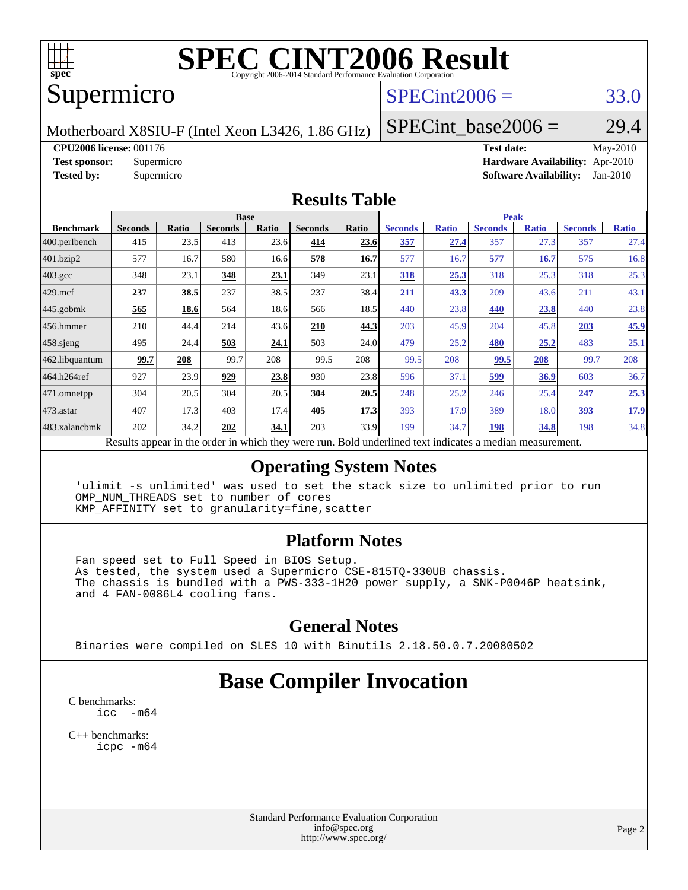# SPEC CINT2006 Result

Copyright 2006-2014 Standard Performance Evaluation Corporation

## Supermicro

Motherboard X8SIU-F (Intel Xeon L3426, 1.86 GHz)

SPECint2006 = 33.0

SPECint_base2006 = 29.4

**CPU2006 license:** 001176
**Test sponsor:** Supermicro
**Tested by:** Supermicro

**Test date:** May-2010
**Hardware Availability:** Apr-2010
**Software Availability:** Jan-2010

## Results Table

| Benchmark | Base | | | | | | Peak | | | | | |
|---|---|---|---|---|---|---|---|---|---|---|---|---|
| | Seconds | Ratio | Seconds | Ratio | Seconds | Ratio | Seconds | Ratio | Seconds | Ratio | Seconds | Ratio |
| 400.perlbench | 415 | 23.5 | 413 | 23.6 | **414** | **23.6** | **357** | **27.4** | 357 | 27.3 | 357 | 27.4 |
| 401.bzip2 | 577 | 16.7 | 580 | 16.6 | **578** | **16.7** | 577 | 16.7 | **577** | **16.7** | 575 | 16.8 |
| 403.gcc | 348 | 23.1 | **348** | **23.1** | 349 | 23.1 | **318** | **25.3** | 318 | 25.3 | 318 | 25.3 |
| 429.mcf | **237** | **38.5** | 237 | 38.5 | 237 | 38.4 | **211** | **43.3** | 209 | 43.6 | 211 | 43.1 |
| 445.gobmk | **565** | **18.6** | 564 | 18.6 | 566 | 18.5 | 440 | 23.8 | **440** | **23.8** | 440 | 23.8 |
| 456.hmmer | 210 | 44.4 | 214 | 43.6 | **210** | **44.3** | 203 | 45.9 | 204 | 45.8 | **203** | **45.9** |
| 458.sjeng | 495 | 24.4 | **503** | **24.1** | 503 | 24.0 | 479 | 25.2 | **480** | **25.2** | 483 | 25.1 |
| 462.libquantum | **99.7** | **208** | 99.7 | 208 | 99.5 | 208 | 99.5 | 208 | **99.5** | **208** | 99.7 | 208 |
| 464.h264ref | 927 | 23.9 | **929** | **23.8** | 930 | 23.8 | 596 | 37.1 | **599** | **36.9** | 603 | 36.7 |
| 471.omnetpp | 304 | 20.5 | 304 | 20.5 | **304** | **20.5** | 248 | 25.2 | 246 | 25.4 | **247** | **25.3** |
| 473.astar | 407 | 17.3 | 403 | 17.4 | **405** | **17.3** | 393 | 17.9 | 389 | 18.0 | **393** | **17.9** |
| 483.xalancbmk | 202 | 34.2 | **202** | **34.1** | 203 | 33.9 | 199 | 34.7 | **198** | **34.8** | 198 | 34.8 |

Results appear in the order in which they were run. Bold underlined text indicates a median measurement.

## Operating System Notes

```
'ulimit -s unlimited' was used to set the stack size to unlimited prior to run
OMP_NUM_THREADS set to number of cores
KMP_AFFINITY set to granularity=fine,scatter
```

## Platform Notes

```
Fan speed set to Full Speed in BIOS Setup.
As tested, the system used a Supermicro CSE-815TQ-330UB chassis.
The chassis is bundled with a PWS-333-1H20 power supply, a SNK-P0046P heatsink,
and 4 FAN-0086L4 cooling fans.
```

## General Notes

```
Binaries were compiled on SLES 10 with Binutils 2.18.50.0.7.20080502
```

# Base Compiler Invocation

C benchmarks:
```
icc -m64
```

C++ benchmarks:
```
icpc -m64
```

Standard Performance Evaluation Corporation
info@spec.org
http://www.spec.org/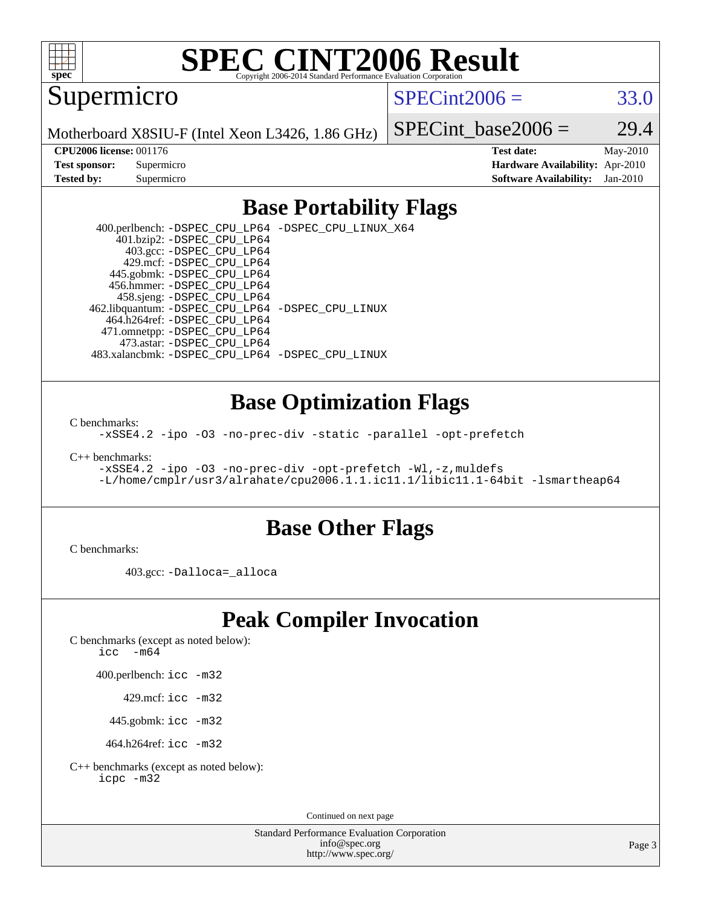# SPEC CINT2006 Result

Copyright 2006-2014 Standard Performance Evaluation Corporation

## Supermicro

Motherboard X8SIU-F (Intel Xeon L3426, 1.86 GHz)

SPECint2006 = 33.0

SPECint_base2006 = 29.4

**CPU2006 license:** 001176
**Test sponsor:** Supermicro
**Tested by:** Supermicro

**Test date:** May-2010
**Hardware Availability:** Apr-2010
**Software Availability:** Jan-2010

## Base Portability Flags

400.perlbench: -DSPEC_CPU_LP64 -DSPEC_CPU_LINUX_X64
401.bzip2: -DSPEC_CPU_LP64
403.gcc: -DSPEC_CPU_LP64
429.mcf: -DSPEC_CPU_LP64
445.gobmk: -DSPEC_CPU_LP64
456.hmmer: -DSPEC_CPU_LP64
458.sjeng: -DSPEC_CPU_LP64
462.libquantum: -DSPEC_CPU_LP64 -DSPEC_CPU_LINUX
464.h264ref: -DSPEC_CPU_LP64
471.omnetpp: -DSPEC_CPU_LP64
473.astar: -DSPEC_CPU_LP64
483.xalancbmk: -DSPEC_CPU_LP64 -DSPEC_CPU_LINUX

## Base Optimization Flags

C benchmarks:

-xSSE4.2 -ipo -O3 -no-prec-div -static -parallel -opt-prefetch

C++ benchmarks:

-xSSE4.2 -ipo -O3 -no-prec-div -opt-prefetch -Wl,-z,muldefs
-L/home/cmplr/usr3/alrahate/cpu2006.1.1.ic11.1/libic11.1-64bit -lsmartheap64

## Base Other Flags

C benchmarks:

403.gcc: -Dalloca=_alloca

## Peak Compiler Invocation

C benchmarks (except as noted below):

icc -m64

400.perlbench: icc -m32

429.mcf: icc -m32

445.gobmk: icc -m32

464.h264ref: icc -m32

C++ benchmarks (except as noted below):

icpc -m32

Continued on next page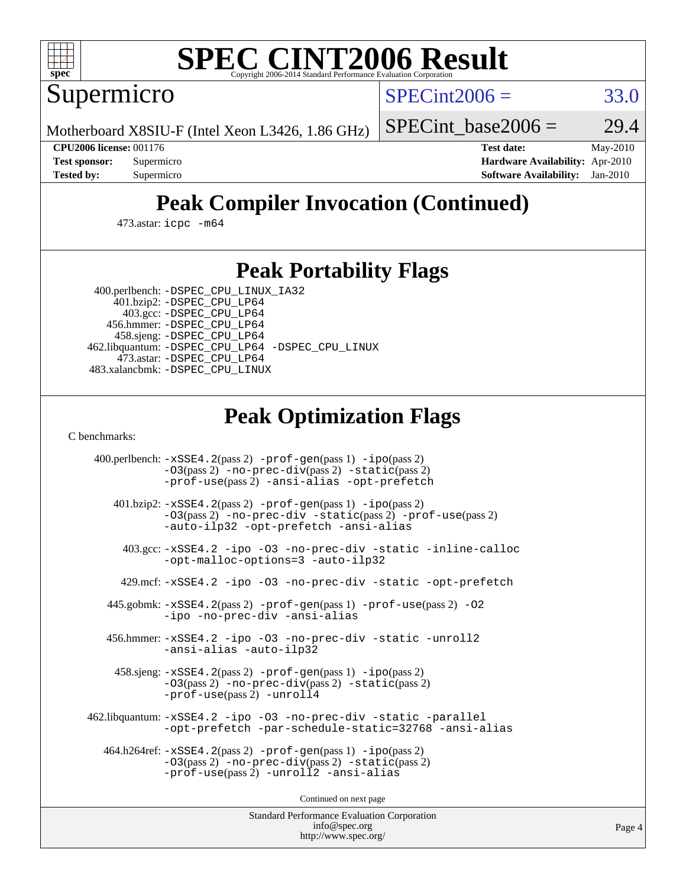# SPEC CINT2006 Result

## Supermicro

Motherboard X8SIU-F (Intel Xeon L3426, 1.86 GHz)

SPECint2006 = 33.0

SPECint_base2006 = 29.4

**CPU2006 license:** 001176
**Test sponsor:** Supermicro
**Tested by:** Supermicro

**Test date:** May-2010
**Hardware Availability:** Apr-2010
**Software Availability:** Jan-2010

## Peak Compiler Invocation (Continued)

473.astar: `icpc -m64`

## Peak Portability Flags

400.perlbench: `-DSPEC_CPU_LINUX_IA32`
401.bzip2: `-DSPEC_CPU_LP64`
403.gcc: `-DSPEC_CPU_LP64`
456.hmmer: `-DSPEC_CPU_LP64`
458.sjeng: `-DSPEC_CPU_LP64`
462.libquantum: `-DSPEC_CPU_LP64 -DSPEC_CPU_LINUX`
473.astar: `-DSPEC_CPU_LP64`
483.xalancbmk: `-DSPEC_CPU_LINUX`

## Peak Optimization Flags

C benchmarks:

400.perlbench: `-xSSE4.2`(pass 2) `-prof-gen`(pass 1) `-ipo`(pass 2) `-O3`(pass 2) `-no-prec-div`(pass 2) `-static`(pass 2) `-prof-use`(pass 2) `-ansi-alias -opt-prefetch`

401.bzip2: `-xSSE4.2`(pass 2) `-prof-gen`(pass 1) `-ipo`(pass 2) `-O3`(pass 2) `-no-prec-div -static`(pass 2) `-prof-use`(pass 2) `-auto-ilp32 -opt-prefetch -ansi-alias`

403.gcc: `-xSSE4.2 -ipo -O3 -no-prec-div -static -inline-calloc -opt-malloc-options=3 -auto-ilp32`

429.mcf: `-xSSE4.2 -ipo -O3 -no-prec-div -static -opt-prefetch`

445.gobmk: `-xSSE4.2`(pass 2) `-prof-gen`(pass 1) `-prof-use`(pass 2) `-O2 -ipo -no-prec-div -ansi-alias`

456.hmmer: `-xSSE4.2 -ipo -O3 -no-prec-div -static -unroll2 -ansi-alias -auto-ilp32`

458.sjeng: `-xSSE4.2`(pass 2) `-prof-gen`(pass 1) `-ipo`(pass 2) `-O3`(pass 2) `-no-prec-div`(pass 2) `-static`(pass 2) `-prof-use`(pass 2) `-unroll4`

462.libquantum: `-xSSE4.2 -ipo -O3 -no-prec-div -static -parallel -opt-prefetch -par-schedule-static=32768 -ansi-alias`

464.h264ref: `-xSSE4.2`(pass 2) `-prof-gen`(pass 1) `-ipo`(pass 2) `-O3`(pass 2) `-no-prec-div`(pass 2) `-static`(pass 2) `-prof-use`(pass 2) `-unroll2 -ansi-alias`

Continued on next page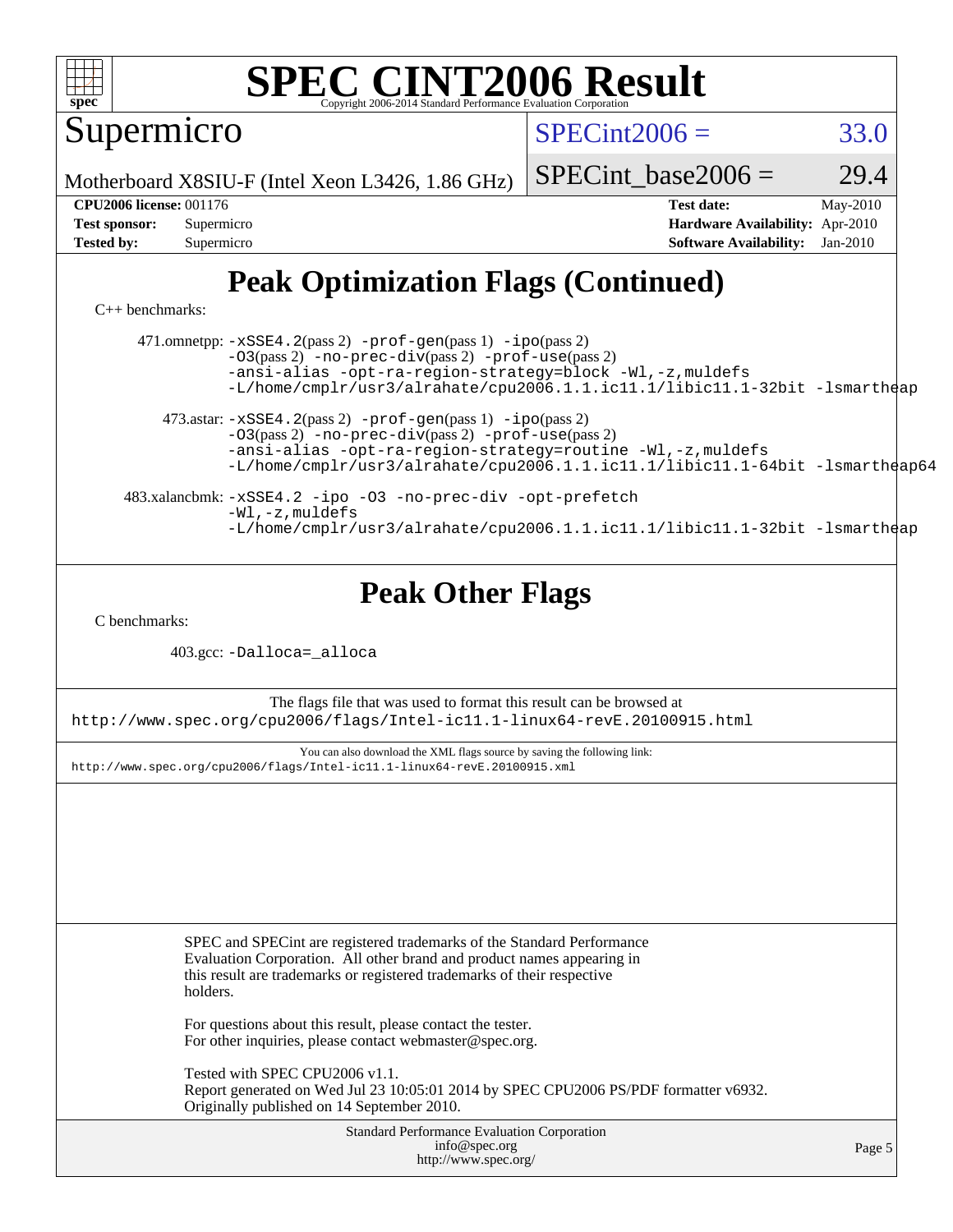# SPEC CINT2006 Result

Copyright 2006-2014 Standard Performance Evaluation Corporation

**Supermicro**

Motherboard X8SIU-F (Intel Xeon L3426, 1.86 GHz)

SPECint2006 = 33.0

SPECint_base2006 = 29.4

| | | | |
|---|---|---|---|
| **CPU2006 license:** | 001176 | **Test date:** | May-2010 |
| **Test sponsor:** | Supermicro | **Hardware Availability:** | Apr-2010 |
| **Tested by:** | Supermicro | **Software Availability:** | Jan-2010 |

## Peak Optimization Flags (Continued)

C++ benchmarks:

471.omnetpp: -xSSE4.2(pass 2) -prof-gen(pass 1) -ipo(pass 2) -O3(pass 2) -no-prec-div(pass 2) -prof-use(pass 2) -ansi-alias -opt-ra-region-strategy=block -Wl,-z,muldefs -L/home/cmplr/usr3/alrahate/cpu2006.1.1.ic11.1/libic11.1-32bit -lsmartheap

473.astar: -xSSE4.2(pass 2) -prof-gen(pass 1) -ipo(pass 2) -O3(pass 2) -no-prec-div(pass 2) -prof-use(pass 2) -ansi-alias -opt-ra-region-strategy=routine -Wl,-z,muldefs -L/home/cmplr/usr3/alrahate/cpu2006.1.1.ic11.1/libic11.1-64bit -lsmartheap64

483.xalancbmk: -xSSE4.2 -ipo -O3 -no-prec-div -opt-prefetch -Wl,-z,muldefs -L/home/cmplr/usr3/alrahate/cpu2006.1.1.ic11.1/libic11.1-32bit -lsmartheap

## Peak Other Flags

C benchmarks:

403.gcc: -Dalloca=_alloca

The flags file that was used to format this result can be browsed at
http://www.spec.org/cpu2006/flags/Intel-ic11.1-linux64-revE.20100915.html

You can also download the XML flags source by saving the following link:
http://www.spec.org/cpu2006/flags/Intel-ic11.1-linux64-revE.20100915.xml

SPEC and SPECint are registered trademarks of the Standard Performance Evaluation Corporation. All other brand and product names appearing in this result are trademarks or registered trademarks of their respective holders.

For questions about this result, please contact the tester.
For other inquiries, please contact webmaster@spec.org.

Tested with SPEC CPU2006 v1.1.
Report generated on Wed Jul 23 10:05:01 2014 by SPEC CPU2006 PS/PDF formatter v6932.
Originally published on 14 September 2010.